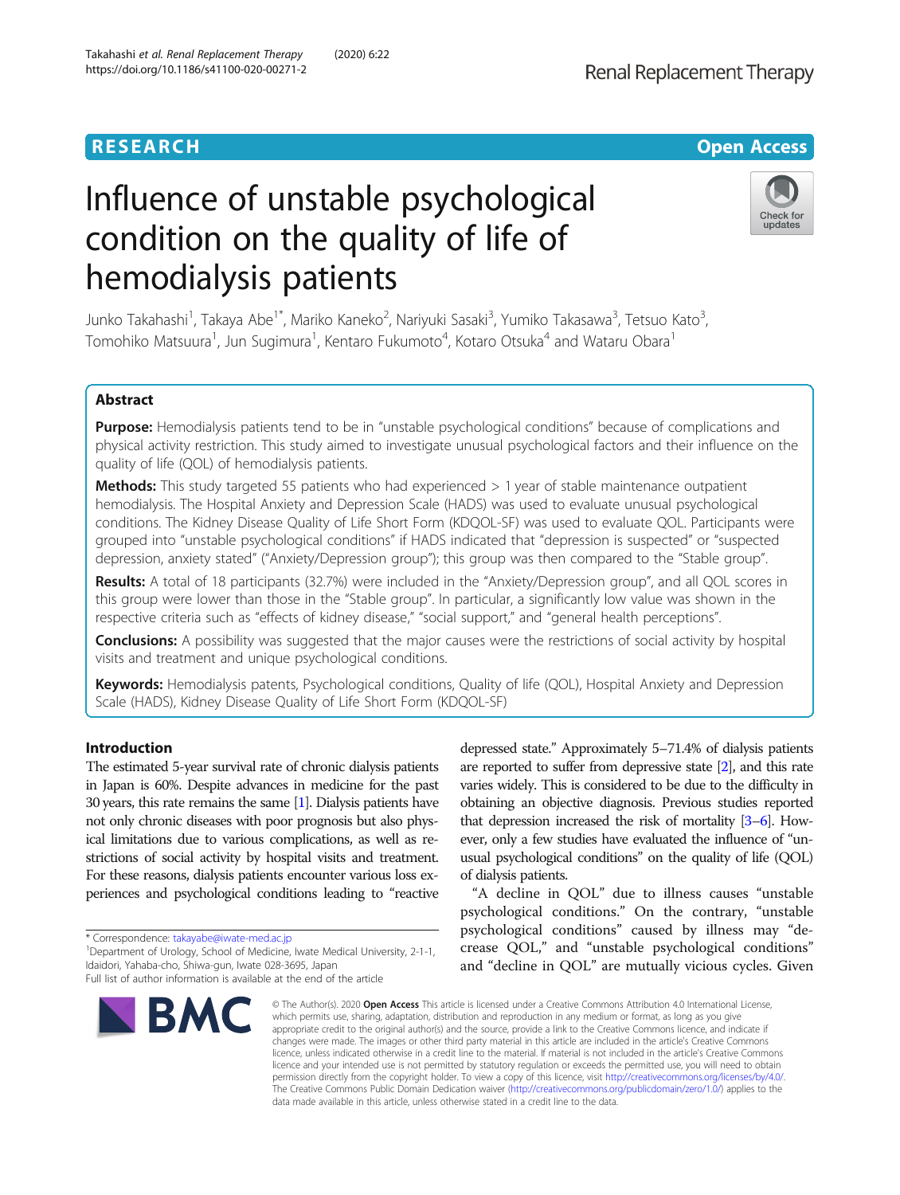RESEARCH

Open Access

# Influence of unstable psychological condition on the quality of life of hemodialysis patients

Junko Takahashi[1], Takaya Abe[1*], Mariko Kaneko[2], Nariyuki Sasaki[3], Yumiko Takasawa[3], Tetsuo Kato[3], Tomohiko Matsuura[1], Jun Sugimura[1], Kentaro Fukumoto[4], Kotaro Otsuka[4] and Wataru Obara[1]

## Abstract

**Purpose:** Hemodialysis patients tend to be in "unstable psychological conditions" because of complications and physical activity restriction. This study aimed to investigate unusual psychological factors and their influence on the quality of life (QOL) of hemodialysis patients.

**Methods:** This study targeted 55 patients who had experienced > 1 year of stable maintenance outpatient hemodialysis. The Hospital Anxiety and Depression Scale (HADS) was used to evaluate unusual psychological conditions. The Kidney Disease Quality of Life Short Form (KDQOL-SF) was used to evaluate QOL. Participants were grouped into "unstable psychological conditions" if HADS indicated that "depression is suspected" or "suspected depression, anxiety stated" ("Anxiety/Depression group"); this group was then compared to the "Stable group".

**Results:** A total of 18 participants (32.7%) were included in the "Anxiety/Depression group", and all QOL scores in this group were lower than those in the "Stable group". In particular, a significantly low value was shown in the respective criteria such as "effects of kidney disease," "social support," and "general health perceptions".

**Conclusions:** A possibility was suggested that the major causes were the restrictions of social activity by hospital visits and treatment and unique psychological conditions.

**Keywords:** Hemodialysis patents, Psychological conditions, Quality of life (QOL), Hospital Anxiety and Depression Scale (HADS), Kidney Disease Quality of Life Short Form (KDQOL-SF)

## Introduction

The estimated 5-year survival rate of chronic dialysis patients in Japan is 60%. Despite advances in medicine for the past 30 years, this rate remains the same [1]. Dialysis patients have not only chronic diseases with poor prognosis but also physical limitations due to various complications, as well as restrictions of social activity by hospital visits and treatment. For these reasons, dialysis patients encounter various loss experiences and psychological conditions leading to "reactive depressed state." Approximately 5–71.4% of dialysis patients are reported to suffer from depressive state [2], and this rate varies widely. This is considered to be due to the difficulty in obtaining an objective diagnosis. Previous studies reported that depression increased the risk of mortality [3–6]. However, only a few studies have evaluated the influence of "unusual psychological conditions" on the quality of life (QOL) of dialysis patients.

"A decline in QOL" due to illness causes "unstable psychological conditions." On the contrary, "unstable psychological conditions" caused by illness may "decrease QOL," and "unstable psychological conditions" and "decline in QOL" are mutually vicious cycles. Given

\* Correspondence: takayabe@iwate-med.ac.jp
[1]Department of Urology, School of Medicine, Iwate Medical University, 2-1-1, Idaidori, Yahaba-cho, Shiwa-gun, Iwate 028-3695, Japan
Full list of author information is available at the end of the article

© The Author(s). 2020 **Open Access** This article is licensed under a Creative Commons Attribution 4.0 International License, which permits use, sharing, adaptation, distribution and reproduction in any medium or format, as long as you give appropriate credit to the original author(s) and the source, provide a link to the Creative Commons licence, and indicate if changes were made. The images or other third party material in this article are included in the article's Creative Commons licence, unless indicated otherwise in a credit line to the material. If material is not included in the article's Creative Commons licence and your intended use is not permitted by statutory regulation or exceeds the permitted use, you will need to obtain permission directly from the copyright holder. To view a copy of this licence, visit http://creativecommons.org/licenses/by/4.0/. The Creative Commons Public Domain Dedication waiver (http://creativecommons.org/publicdomain/zero/1.0/) applies to the data made available in this article, unless otherwise stated in a credit line to the data.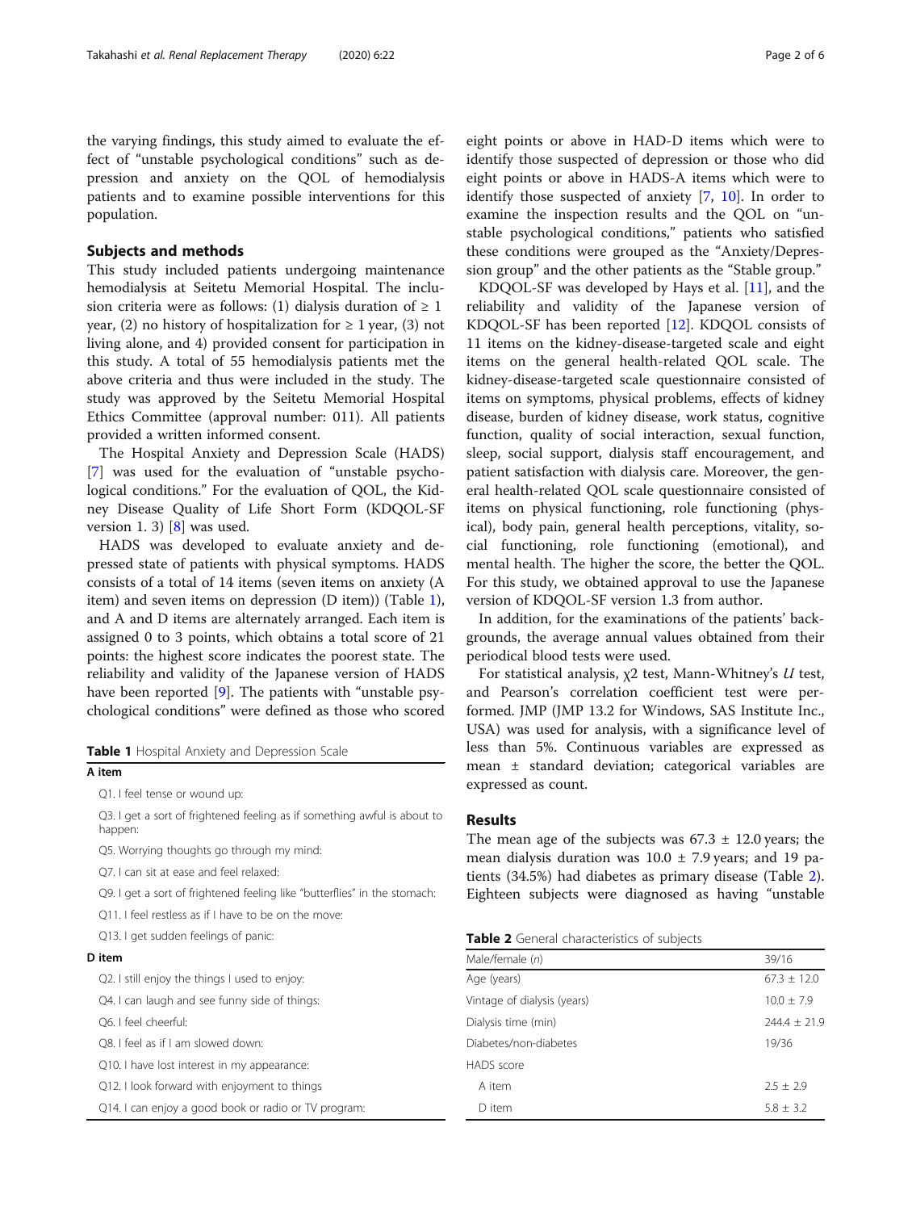the varying findings, this study aimed to evaluate the effect of "unstable psychological conditions" such as depression and anxiety on the QOL of hemodialysis patients and to examine possible interventions for this population.

## Subjects and methods

This study included patients undergoing maintenance hemodialysis at Seitetu Memorial Hospital. The inclusion criteria were as follows: (1) dialysis duration of ≥ 1 year, (2) no history of hospitalization for ≥ 1 year, (3) not living alone, and 4) provided consent for participation in this study. A total of 55 hemodialysis patients met the above criteria and thus were included in the study. The study was approved by the Seitetu Memorial Hospital Ethics Committee (approval number: 011). All patients provided a written informed consent.

The Hospital Anxiety and Depression Scale (HADS) [7] was used for the evaluation of "unstable psychological conditions." For the evaluation of QOL, the Kidney Disease Quality of Life Short Form (KDQOL-SF version 1. 3) [8] was used.

HADS was developed to evaluate anxiety and depressed state of patients with physical symptoms. HADS consists of a total of 14 items (seven items on anxiety (A item) and seven items on depression (D item)) (Table 1), and A and D items are alternately arranged. Each item is assigned 0 to 3 points, which obtains a total score of 21 points: the highest score indicates the poorest state. The reliability and validity of the Japanese version of HADS have been reported [9]. The patients with "unstable psychological conditions" were defined as those who scored eight points or above in HAD-D items which were to identify those suspected of depression or those who did eight points or above in HADS-A items which were to identify those suspected of anxiety [7, 10]. In order to examine the inspection results and the QOL on "unstable psychological conditions," patients who satisfied these conditions were grouped as the "Anxiety/Depression group" and the other patients as the "Stable group."

**Table 1** Hospital Anxiety and Depression Scale

| |
|---|
| **A item** |
| Q1. I feel tense or wound up: |
| Q3. I get a sort of frightened feeling as if something awful is about to happen: |
| Q5. Worrying thoughts go through my mind: |
| Q7. I can sit at ease and feel relaxed: |
| Q9. I get a sort of frightened feeling like "butterflies" in the stomach: |
| Q11. I feel restless as if I have to be on the move: |
| Q13. I get sudden feelings of panic: |
| **D item** |
| Q2. I still enjoy the things I used to enjoy: |
| Q4. I can laugh and see funny side of things: |
| Q6. I feel cheerful: |
| Q8. I feel as if I am slowed down: |
| Q10. I have lost interest in my appearance: |
| Q12. I look forward with enjoyment to things |
| Q14. I can enjoy a good book or radio or TV program: |

KDQOL-SF was developed by Hays et al. [11], and the reliability and validity of the Japanese version of KDQOL-SF has been reported [12]. KDQOL consists of 11 items on the kidney-disease-targeted scale and eight items on the general health-related QOL scale. The kidney-disease-targeted scale questionnaire consisted of items on symptoms, physical problems, effects of kidney disease, burden of kidney disease, work status, cognitive function, quality of social interaction, sexual function, sleep, social support, dialysis staff encouragement, and patient satisfaction with dialysis care. Moreover, the general health-related QOL scale questionnaire consisted of items on physical functioning, role functioning (physical), body pain, general health perceptions, vitality, social functioning, role functioning (emotional), and mental health. The higher the score, the better the QOL. For this study, we obtained approval to use the Japanese version of KDQOL-SF version 1.3 from author.

In addition, for the examinations of the patients' backgrounds, the average annual values obtained from their periodical blood tests were used.

For statistical analysis, $\chi^2$ test, Mann-Whitney's $U$ test, and Pearson's correlation coefficient test were performed. JMP (JMP 13.2 for Windows, SAS Institute Inc., USA) was used for analysis, with a significance level of less than 5%. Continuous variables are expressed as mean ± standard deviation; categorical variables are expressed as count.

## Results

The mean age of the subjects was 67.3 ± 12.0 years; the mean dialysis duration was 10.0 ± 7.9 years; and 19 patients (34.5%) had diabetes as primary disease (Table 2). Eighteen subjects were diagnosed as having "unstable

**Table 2** General characteristics of subjects

| | |
|---|---|
| Male/female (n) | 39/16 |
| Age (years) | 67.3 ± 12.0 |
| Vintage of dialysis (years) | 10.0 ± 7.9 |
| Dialysis time (min) | 244.4 ± 21.9 |
| Diabetes/non-diabetes | 19/36 |
| HADS score | |
| A item | 2.5 ± 2.9 |
| D item | 5.8 ± 3.2 |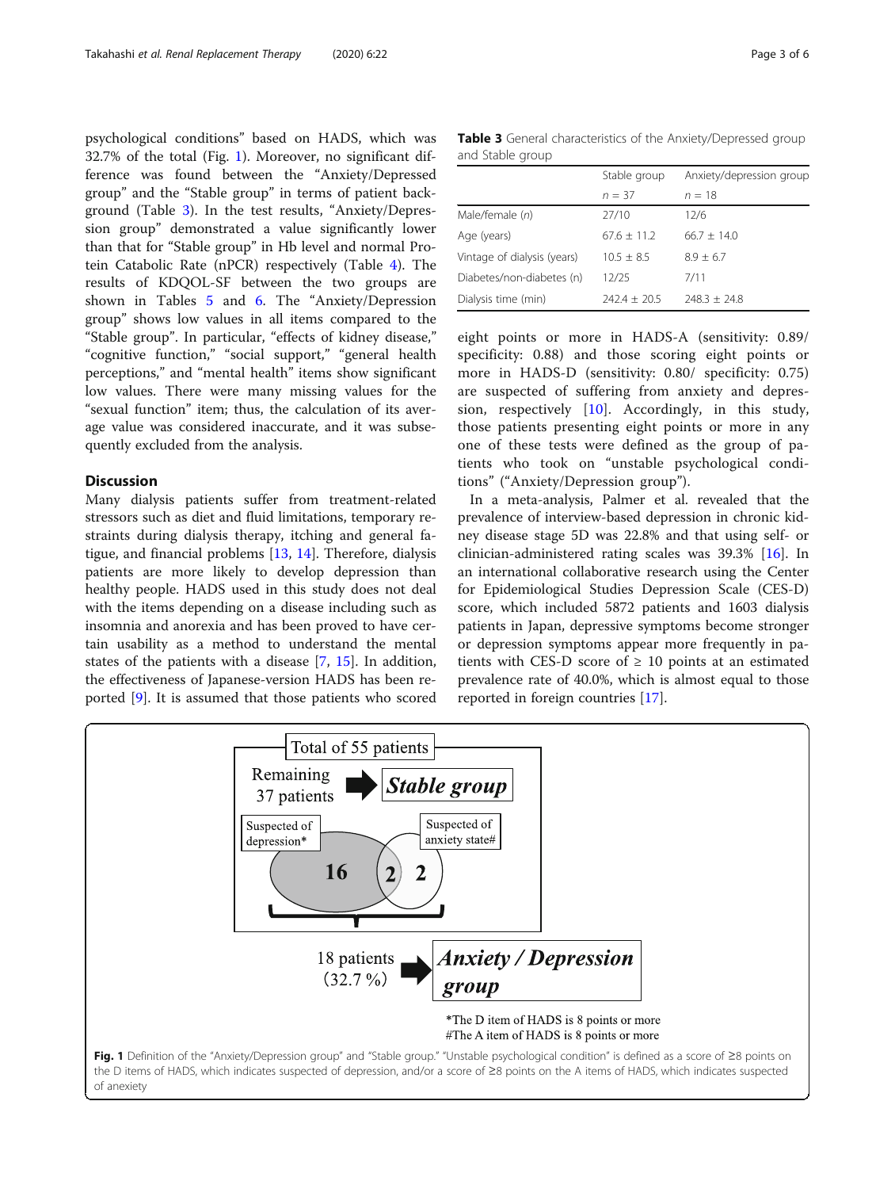psychological conditions" based on HADS, which was 32.7% of the total (Fig. 1). Moreover, no significant difference was found between the "Anxiety/Depressed group" and the "Stable group" in terms of patient background (Table 3). In the test results, "Anxiety/Depression group" demonstrated a value significantly lower than that for "Stable group" in Hb level and normal Protein Catabolic Rate (nPCR) respectively (Table 4). The results of KDQOL-SF between the two groups are shown in Tables 5 and 6. The "Anxiety/Depression group" shows low values in all items compared to the "Stable group". In particular, "effects of kidney disease," "cognitive function," "social support," "general health perceptions," and "mental health" items show significant low values. There were many missing values for the "sexual function" item; thus, the calculation of its average value was considered inaccurate, and it was subsequently excluded from the analysis.

**Table 3** General characteristics of the Anxiety/Depressed group and Stable group

| | Stable group $n = 37$ | Anxiety/depression group $n = 18$ |
|---|---|---|
| Male/female (n) | 27/10 | 12/6 |
| Age (years) | 67.6 ± 11.2 | 66.7 ± 14.0 |
| Vintage of dialysis (years) | 10.5 ± 8.5 | 8.9 ± 6.7 |
| Diabetes/non-diabetes (n) | 12/25 | 7/11 |
| Dialysis time (min) | 242.4 ± 20.5 | 248.3 ± 24.8 |

## Discussion

Many dialysis patients suffer from treatment-related stressors such as diet and fluid limitations, temporary restraints during dialysis therapy, itching and general fatigue, and financial problems [13, 14]. Therefore, dialysis patients are more likely to develop depression than healthy people. HADS used in this study does not deal with the items depending on a disease including such as insomnia and anorexia and has been proved to have certain usability as a method to understand the mental states of the patients with a disease [7, 15]. In addition, the effectiveness of Japanese-version HADS has been reported [9]. It is assumed that those patients who scored eight points or more in HADS-A (sensitivity: 0.89/ specificity: 0.88) and those scoring eight points or more in HADS-D (sensitivity: 0.80/ specificity: 0.75) are suspected of suffering from anxiety and depression, respectively [10]. Accordingly, in this study, those patients presenting eight points or more in any one of these tests were defined as the group of patients who took on "unstable psychological conditions" ("Anxiety/Depression group").

In a meta-analysis, Palmer et al. revealed that the prevalence of interview-based depression in chronic kidney disease stage 5D was 22.8% and that using self- or clinician-administered rating scales was 39.3% [16]. In an international collaborative research using the Center for Epidemiological Studies Depression Scale (CES-D) score, which included 5872 patients and 1603 dialysis patients in Japan, depressive symptoms become stronger or depression symptoms appear more frequently in patients with CES-D score of ≥ 10 points at an estimated prevalence rate of 40.0%, which is almost equal to those reported in foreign countries [17].

**Fig. 1** Definition of the "Anxiety/Depression group" and "Stable group." "Unstable psychological condition" is defined as a score of ≥8 points on the D items of HADS, which indicates suspected of depression, and/or a score of ≥8 points on the A items of HADS, which indicates suspected of anexiety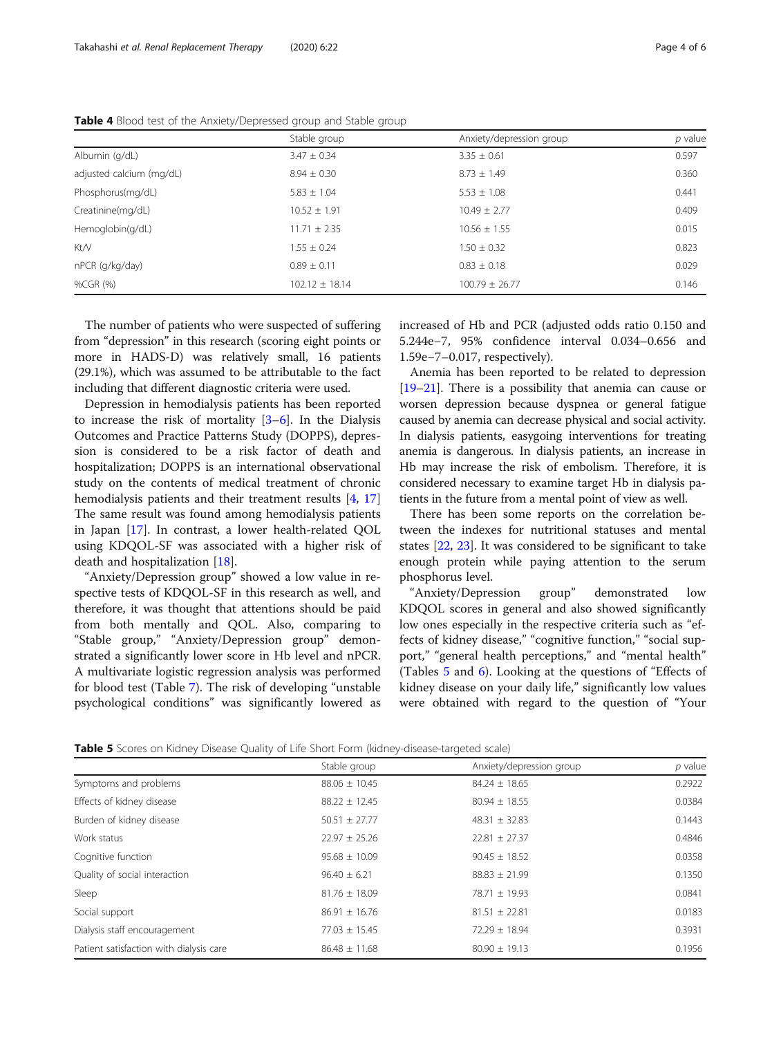**Table 4** Blood test of the Anxiety/Depressed group and Stable group

| | Stable group | Anxiety/depression group | p value |
|---|---|---|---|
| Albumin (g/dL) | 3.47 ± 0.34 | 3.35 ± 0.61 | 0.597 |
| adjusted calcium (mg/dL) | 8.94 ± 0.30 | 8.73 ± 1.49 | 0.360 |
| Phosphorus(mg/dL) | 5.83 ± 1.04 | 5.53 ± 1.08 | 0.441 |
| Creatinine(mg/dL) | 10.52 ± 1.91 | 10.49 ± 2.77 | 0.409 |
| Hemoglobin(g/dL) | 11.71 ± 2.35 | 10.56 ± 1.55 | 0.015 |
| Kt/V | 1.55 ± 0.24 | 1.50 ± 0.32 | 0.823 |
| nPCR (g/kg/day) | 0.89 ± 0.11 | 0.83 ± 0.18 | 0.029 |
| %CGR (%) | 102.12 ± 18.14 | 100.79 ± 26.77 | 0.146 |

The number of patients who were suspected of suffering from "depression" in this research (scoring eight points or more in HADS-D) was relatively small, 16 patients (29.1%), which was assumed to be attributable to the fact including that different diagnostic criteria were used.

Depression in hemodialysis patients has been reported to increase the risk of mortality [3–6]. In the Dialysis Outcomes and Practice Patterns Study (DOPPS), depression is considered to be a risk factor of death and hospitalization; DOPPS is an international observational study on the contents of medical treatment of chronic hemodialysis patients and their treatment results [4, 17] The same result was found among hemodialysis patients in Japan [17]. In contrast, a lower health-related QOL using KDQOL-SF was associated with a higher risk of death and hospitalization [18].

"Anxiety/Depression group" showed a low value in respective tests of KDQOL-SF in this research as well, and therefore, it was thought that attentions should be paid from both mentally and QOL. Also, comparing to "Stable group," "Anxiety/Depression group" demonstrated a significantly lower score in Hb level and nPCR. A multivariate logistic regression analysis was performed for blood test (Table 7). The risk of developing "unstable psychological conditions" was significantly lowered as increased of Hb and PCR (adjusted odds ratio 0.150 and 5.244e−7, 95% confidence interval 0.034–0.656 and 1.59e−7–0.017, respectively).

Anemia has been reported to be related to depression [19–21]. There is a possibility that anemia can cause or worsen depression because dyspnea or general fatigue caused by anemia can decrease physical and social activity. In dialysis patients, easygoing interventions for treating anemia is dangerous. In dialysis patients, an increase in Hb may increase the risk of embolism. Therefore, it is considered necessary to examine target Hb in dialysis patients in the future from a mental point of view as well.

There has been some reports on the correlation between the indexes for nutritional statuses and mental states [22, 23]. It was considered to be significant to take enough protein while paying attention to the serum phosphorus level.

"Anxiety/Depression group" demonstrated low KDQOL scores in general and also showed significantly low ones especially in the respective criteria such as "effects of kidney disease," "cognitive function," "social support," "general health perceptions," and "mental health" (Tables 5 and 6). Looking at the questions of "Effects of kidney disease on your daily life," significantly low values were obtained with regard to the question of "Your

**Table 5** Scores on Kidney Disease Quality of Life Short Form (kidney-disease-targeted scale)

| | Stable group | Anxiety/depression group | p value |
|---|---|---|---|
| Symptoms and problems | 88.06 ± 10.45 | 84.24 ± 18.65 | 0.2922 |
| Effects of kidney disease | 88.22 ± 12.45 | 80.94 ± 18.55 | 0.0384 |
| Burden of kidney disease | 50.51 ± 27.77 | 48.31 ± 32.83 | 0.1443 |
| Work status | 22.97 ± 25.26 | 22.81 ± 27.37 | 0.4846 |
| Cognitive function | 95.68 ± 10.09 | 90.45 ± 18.52 | 0.0358 |
| Quality of social interaction | 96.40 ± 6.21 | 88.83 ± 21.99 | 0.1350 |
| Sleep | 81.76 ± 18.09 | 78.71 ± 19.93 | 0.0841 |
| Social support | 86.91 ± 16.76 | 81.51 ± 22.81 | 0.0183 |
| Dialysis staff encouragement | 77.03 ± 15.45 | 72.29 ± 18.94 | 0.3931 |
| Patient satisfaction with dialysis care | 86.48 ± 11.68 | 80.90 ± 19.13 | 0.1956 |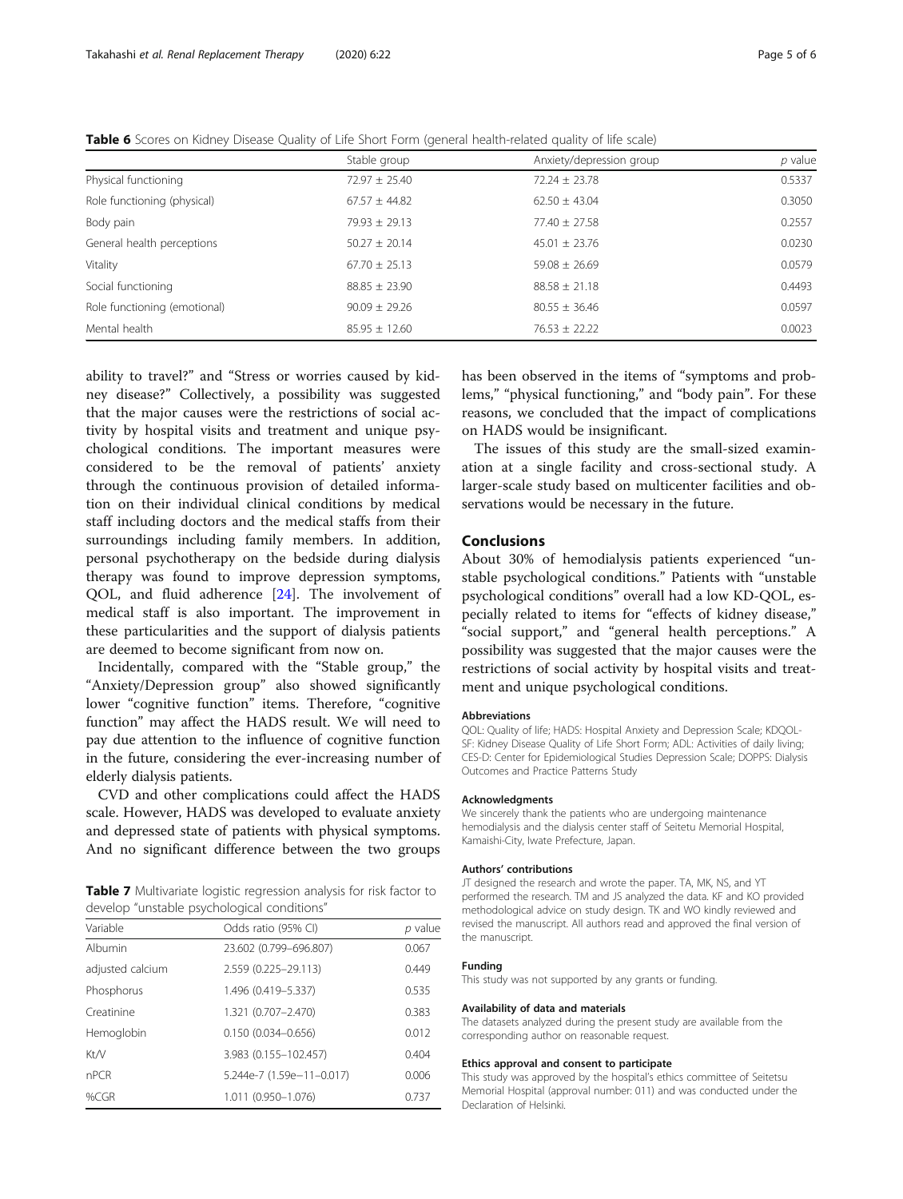**Table 6** Scores on Kidney Disease Quality of Life Short Form (general health-related quality of life scale)

| | Stable group | Anxiety/depression group | *p* value |
|---|---|---|---|
| Physical functioning | 72.97 ± 25.40 | 72.24 ± 23.78 | 0.5337 |
| Role functioning (physical) | 67.57 ± 44.82 | 62.50 ± 43.04 | 0.3050 |
| Body pain | 79.93 ± 29.13 | 77.40 ± 27.58 | 0.2557 |
| General health perceptions | 50.27 ± 20.14 | 45.01 ± 23.76 | 0.0230 |
| Vitality | 67.70 ± 25.13 | 59.08 ± 26.69 | 0.0579 |
| Social functioning | 88.85 ± 23.90 | 88.58 ± 21.18 | 0.4493 |
| Role functioning (emotional) | 90.09 ± 29.26 | 80.55 ± 36.46 | 0.0597 |
| Mental health | 85.95 ± 12.60 | 76.53 ± 22.22 | 0.0023 |

ability to travel?" and "Stress or worries caused by kidney disease?" Collectively, a possibility was suggested that the major causes were the restrictions of social activity by hospital visits and treatment and unique psychological conditions. The important measures were considered to be the removal of patients' anxiety through the continuous provision of detailed information on their individual clinical conditions by medical staff including doctors and the medical staffs from their surroundings including family members. In addition, personal psychotherapy on the bedside during dialysis therapy was found to improve depression symptoms, QOL, and fluid adherence [24]. The involvement of medical staff is also important. The improvement in these particularities and the support of dialysis patients are deemed to become significant from now on.

Incidentally, compared with the "Stable group," the "Anxiety/Depression group" also showed significantly lower "cognitive function" items. Therefore, "cognitive function" may affect the HADS result. We will need to pay due attention to the influence of cognitive function in the future, considering the ever-increasing number of elderly dialysis patients.

CVD and other complications could affect the HADS scale. However, HADS was developed to evaluate anxiety and depressed state of patients with physical symptoms. And no significant difference between the two groups has been observed in the items of "symptoms and problems," "physical functioning," and "body pain". For these reasons, we concluded that the impact of complications on HADS would be insignificant.

**Table 7** Multivariate logistic regression analysis for risk factor to develop "unstable psychological conditions"

| Variable | Odds ratio (95% CI) | *p* value |
|---|---|---|
| Albumin | 23.602 (0.799–696.807) | 0.067 |
| adjusted calcium | 2.559 (0.225–29.113) | 0.449 |
| Phosphorus | 1.496 (0.419–5.337) | 0.535 |
| Creatinine | 1.321 (0.707–2.470) | 0.383 |
| Hemoglobin | 0.150 (0.034–0.656) | 0.012 |
| Kt/V | 3.983 (0.155–102.457) | 0.404 |
| nPCR | 5.244e-7 (1.59e−11–0.017) | 0.006 |
| %CGR | 1.011 (0.950–1.076) | 0.737 |

The issues of this study are the small-sized examination at a single facility and cross-sectional study. A larger-scale study based on multicenter facilities and observations would be necessary in the future.

## Conclusions

About 30% of hemodialysis patients experienced "unstable psychological conditions." Patients with "unstable psychological conditions" overall had a low KD-QOL, especially related to items for "effects of kidney disease," "social support," and "general health perceptions." A possibility was suggested that the major causes were the restrictions of social activity by hospital visits and treatment and unique psychological conditions.

#### Abbreviations

QOL: Quality of life; HADS: Hospital Anxiety and Depression Scale; KDQOL-SF: Kidney Disease Quality of Life Short Form; ADL: Activities of daily living; CES-D: Center for Epidemiological Studies Depression Scale; DOPPS: Dialysis Outcomes and Practice Patterns Study

#### Acknowledgments

We sincerely thank the patients who are undergoing maintenance hemodialysis and the dialysis center staff of Seitetu Memorial Hospital, Kamaishi-City, Iwate Prefecture, Japan.

#### Authors' contributions

JT designed the research and wrote the paper. TA, MK, NS, and YT performed the research. TM and JS analyzed the data. KF and KO provided methodological advice on study design. TK and WO kindly reviewed and revised the manuscript. All authors read and approved the final version of the manuscript.

#### Funding

This study was not supported by any grants or funding.

#### Availability of data and materials

The datasets analyzed during the present study are available from the corresponding author on reasonable request.

#### Ethics approval and consent to participate

This study was approved by the hospital's ethics committee of Seitetsu Memorial Hospital (approval number: 011) and was conducted under the Declaration of Helsinki.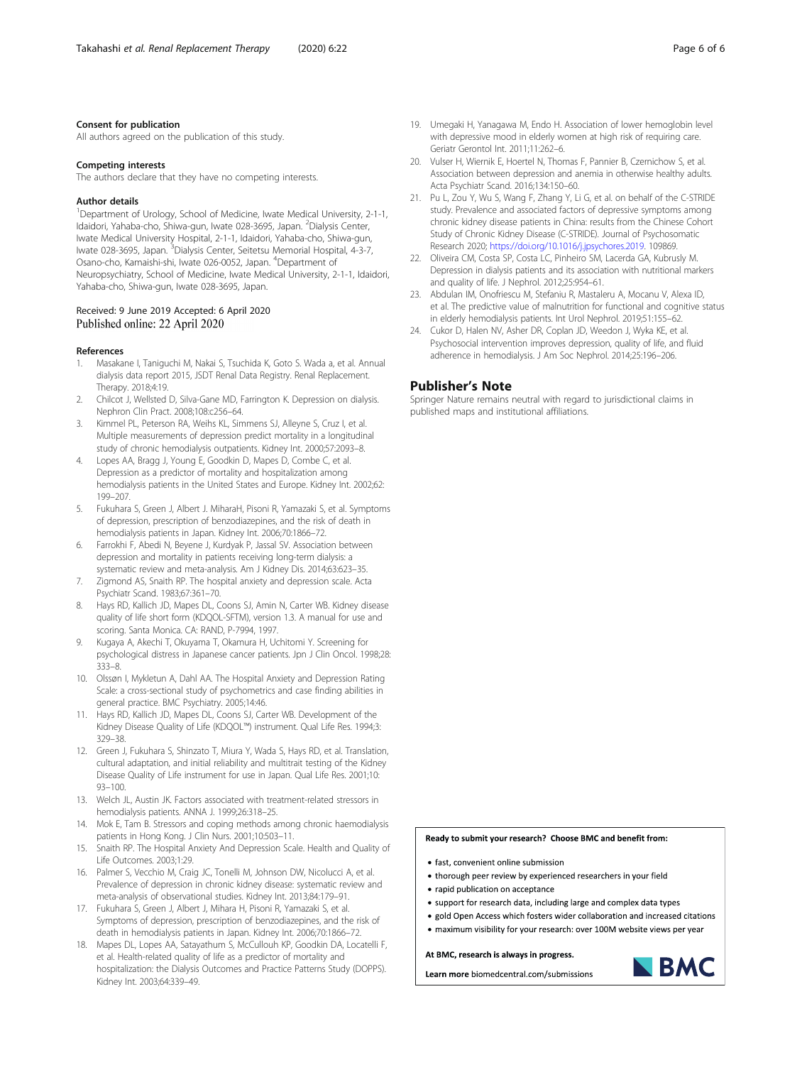#### Consent for publication

All authors agreed on the publication of this study.

#### Competing interests

The authors declare that they have no competing interests.

#### Author details

[1]Department of Urology, School of Medicine, Iwate Medical University, 2-1-1, Idaidori, Yahaba-cho, Shiwa-gun, Iwate 028-3695, Japan. [2]Dialysis Center, Iwate Medical University Hospital, 2-1-1, Idaidori, Yahaba-cho, Shiwa-gun, Iwate 028-3695, Japan. [3]Dialysis Center, Seitetsu Memorial Hospital, 4-3-7, Osano-cho, Kamaishi-shi, Iwate 026-0052, Japan. [4]Department of Neuropsychiatry, School of Medicine, Iwate Medical University, 2-1-1, Idaidori, Yahaba-cho, Shiwa-gun, Iwate 028-3695, Japan.

Received: 9 June 2019 Accepted: 6 April 2020
Published online: 22 April 2020

#### References

1. Masakane I, Taniguchi M, Nakai S, Tsuchida K, Goto S. Wada a, et al. Annual dialysis data report 2015, JSDT Renal Data Registry. Renal Replacement. Therapy. 2018;4:19.
2. Chilcot J, Wellsted D, Silva-Gane MD, Farrington K. Depression on dialysis. Nephron Clin Pract. 2008;108:c256–64.
3. Kimmel PL, Peterson RA, Weihs KL, Simmens SJ, Alleyne S, Cruz I, et al. Multiple measurements of depression predict mortality in a longitudinal study of chronic hemodialysis outpatients. Kidney Int. 2000;57:2093–8.
4. Lopes AA, Bragg J, Young E, Goodkin D, Mapes D, Combe C, et al. Depression as a predictor of mortality and hospitalization among hemodialysis patients in the United States and Europe. Kidney Int. 2002;62: 199–207.
5. Fukuhara S, Green J, Albert J. MiharaH, Pisoni R, Yamazaki S, et al. Symptoms of depression, prescription of benzodiazepines, and the risk of death in hemodialysis patients in Japan. Kidney Int. 2006;70:1866–72.
6. Farrokhi F, Abedi N, Beyene J, Kurdyak P, Jassal SV. Association between depression and mortality in patients receiving long-term dialysis: a systematic review and meta-analysis. Am J Kidney Dis. 2014;63:623–35.
7. Zigmond AS, Snaith RP. The hospital anxiety and depression scale. Acta Psychiatr Scand. 1983;67:361–70.
8. Hays RD, Kallich JD, Mapes DL, Coons SJ, Amin N, Carter WB. Kidney disease quality of life short form (KDQOL-SFTM), version 1.3. A manual for use and scoring. Santa Monica. CA: RAND, P-7994, 1997.
9. Kugaya A, Akechi T, Okuyama T, Okamura H, Uchitomi Y. Screening for psychological distress in Japanese cancer patients. Jpn J Clin Oncol. 1998;28: 333–8.
10. Olssøn I, Mykletun A, Dahl AA. The Hospital Anxiety and Depression Rating Scale: a cross-sectional study of psychometrics and case finding abilities in general practice. BMC Psychiatry. 2005;14:46.
11. Hays RD, Kallich JD, Mapes DL, Coons SJ, Carter WB. Development of the Kidney Disease Quality of Life (KDQOL™) instrument. Qual Life Res. 1994;3: 329–38.
12. Green J, Fukuhara S, Shinzato T, Miura Y, Wada S, Hays RD, et al. Translation, cultural adaptation, and initial reliability and multitrait testing of the Kidney Disease Quality of Life instrument for use in Japan. Qual Life Res. 2001;10: 93–100.
13. Welch JL, Austin JK. Factors associated with treatment-related stressors in hemodialysis patients. ANNA J. 1999;26:318–25.
14. Mok E, Tam B. Stressors and coping methods among chronic haemodialysis patients in Hong Kong. J Clin Nurs. 2001;10:503–11.
15. Snaith RP. The Hospital Anxiety And Depression Scale. Health and Quality of Life Outcomes. 2003;1:29.
16. Palmer S, Vecchio M, Craig JC, Tonelli M, Johnson DW, Nicolucci A, et al. Prevalence of depression in chronic kidney disease: systematic review and meta-analysis of observational studies. Kidney Int. 2013;84:179–91.
17. Fukuhara S, Green J, Albert J, Mihara R, Pisoni R, Yamazaki S, et al. Symptoms of depression, prescription of benzodiazepines, and the risk of death in hemodialysis patients in Japan. Kidney Int. 2006;70:1866–72.
18. Mapes DL, Lopes AA, Satayathum S, McCullouh KP, Goodkin DA, Locatelli F, et al. Health-related quality of life as a predictor of mortality and hospitalization: the Dialysis Outcomes and Practice Patterns Study (DOPPS). Kidney Int. 2003;64:339–49.
19. Umegaki H, Yanagawa M, Endo H. Association of lower hemoglobin level with depressive mood in elderly women at high risk of requiring care. Geriatr Gerontol Int. 2011;11:262–6.
20. Vulser H, Wiernik E, Hoertel N, Thomas F, Pannier B, Czernichow S, et al. Association between depression and anemia in otherwise healthy adults. Acta Psychiatr Scand. 2016;134:150–60.
21. Pu L, Zou Y, Wu S, Wang F, Zhang Y, Li G, et al. on behalf of the C-STRIDE study. Prevalence and associated factors of depressive symptoms among chronic kidney disease patients in China: results from the Chinese Cohort Study of Chronic Kidney Disease (C-STRIDE). Journal of Psychosomatic Research 2020; https://doi.org/10.1016/j.jpsychores.2019. 109869.
22. Oliveira CM, Costa SP, Costa LC, Pinheiro SM, Lacerda GA, Kubrusly M. Depression in dialysis patients and its association with nutritional markers and quality of life. J Nephrol. 2012;25:954–61.
23. Abdulan IM, Onofriescu M, Stefaniu R, Mastaleru A, Mocanu V, Alexa ID, et al. The predictive value of malnutrition for functional and cognitive status in elderly hemodialysis patients. Int Urol Nephrol. 2019;51:155–62.
24. Cukor D, Halen NV, Asher DR, Coplan JD, Weedon J, Wyka KE, et al. Psychosocial intervention improves depression, quality of life, and fluid adherence in hemodialysis. J Am Soc Nephrol. 2014;25:196–206.

## Publisher's Note

Springer Nature remains neutral with regard to jurisdictional claims in published maps and institutional affiliations.

**Ready to submit your research? Choose BMC and benefit from:**

- fast, convenient online submission
- thorough peer review by experienced researchers in your field
- rapid publication on acceptance
- support for research data, including large and complex data types
- gold Open Access which fosters wider collaboration and increased citations
- maximum visibility for your research: over 100M website views per year

**At BMC, research is always in progress.**

**Learn more** biomedcentral.com/submissions

BMC